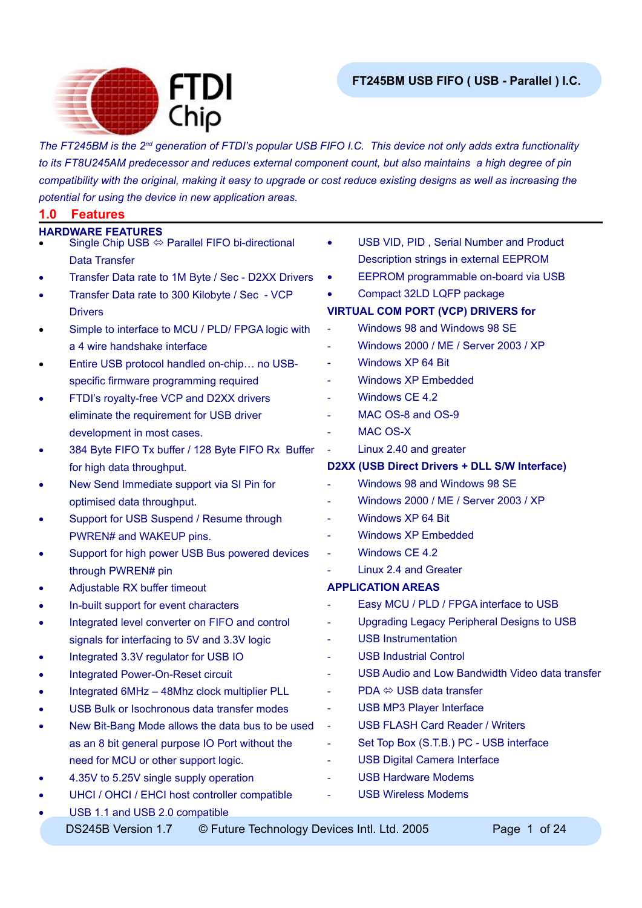# FT245BM USB FIFO ( USB - Parallel ) I.C.

*The FT245BM is the 2nd generation of FTDI's popular USB FIFO I.C. This device not only adds extra functionality to its FT8U245AM predecessor and reduces external component count, but also maintains a high degree of pin compatibility with the original, making it easy to upgrade or cost reduce existing designs as well as increasing the potential for using the device in new application areas.*

## 1.0 Features

### HARDWARE FEATURES

- Single Chip USB ⇔ Parallel FIFO bi-directional Data Transfer
- Transfer Data rate to 1M Byte / Sec - D2XX Drivers
- Transfer Data rate to 300 Kilobyte / Sec - VCP Drivers
- Simple to interface to MCU / PLD/ FPGA logic with a 4 wire handshake interface
- Entire USB protocol handled on-chip… no USB-specific firmware programming required
- FTDI's royalty-free VCP and D2XX drivers eliminate the requirement for USB driver development in most cases.
- 384 Byte FIFO Tx buffer / 128 Byte FIFO Rx Buffer for high data throughput.
- New Send Immediate support via SI Pin for optimised data throughput.
- Support for USB Suspend / Resume through PWREN# and WAKEUP pins.
- Support for high power USB Bus powered devices through PWREN# pin
- Adjustable RX buffer timeout
- In-built support for event characters
- Integrated level converter on FIFO and control signals for interfacing to 5V and 3.3V logic
- Integrated 3.3V regulator for USB IO
- Integrated Power-On-Reset circuit
- Integrated 6MHz – 48Mhz clock multiplier PLL
- USB Bulk or Isochronous data transfer modes
- New Bit-Bang Mode allows the data bus to be used as an 8 bit general purpose IO Port without the need for MCU or other support logic.
- 4.35V to 5.25V single supply operation
- UHCI / OHCI / EHCI host controller compatible
- USB 1.1 and USB 2.0 compatible
- USB VID, PID , Serial Number and Product Description strings in external EEPROM
- EEPROM programmable on-board via USB
- Compact 32LD LQFP package

### VIRTUAL COM PORT (VCP) DRIVERS for

- Windows 98 and Windows 98 SE
- Windows 2000 / ME / Server 2003 / XP
- Windows XP 64 Bit
- Windows XP Embedded
- Windows CE 4.2
- MAC OS-8 and OS-9
- MAC OS-X
- Linux 2.40 and greater

### D2XX (USB Direct Drivers + DLL S/W Interface)

- Windows 98 and Windows 98 SE
- Windows 2000 / ME / Server 2003 / XP
- Windows XP 64 Bit
- Windows XP Embedded
- Windows CE 4.2
- Linux 2.4 and Greater

### APPLICATION AREAS

- Easy MCU / PLD / FPGA interface to USB
- Upgrading Legacy Peripheral Designs to USB
- USB Instrumentation
- USB Industrial Control
- USB Audio and Low Bandwidth Video data transfer
- PDA ⇔ USB data transfer
- USB MP3 Player Interface
- USB FLASH Card Reader / Writers
- Set Top Box (S.T.B.) PC - USB interface
- USB Digital Camera Interface
- USB Hardware Modems
- USB Wireless Modems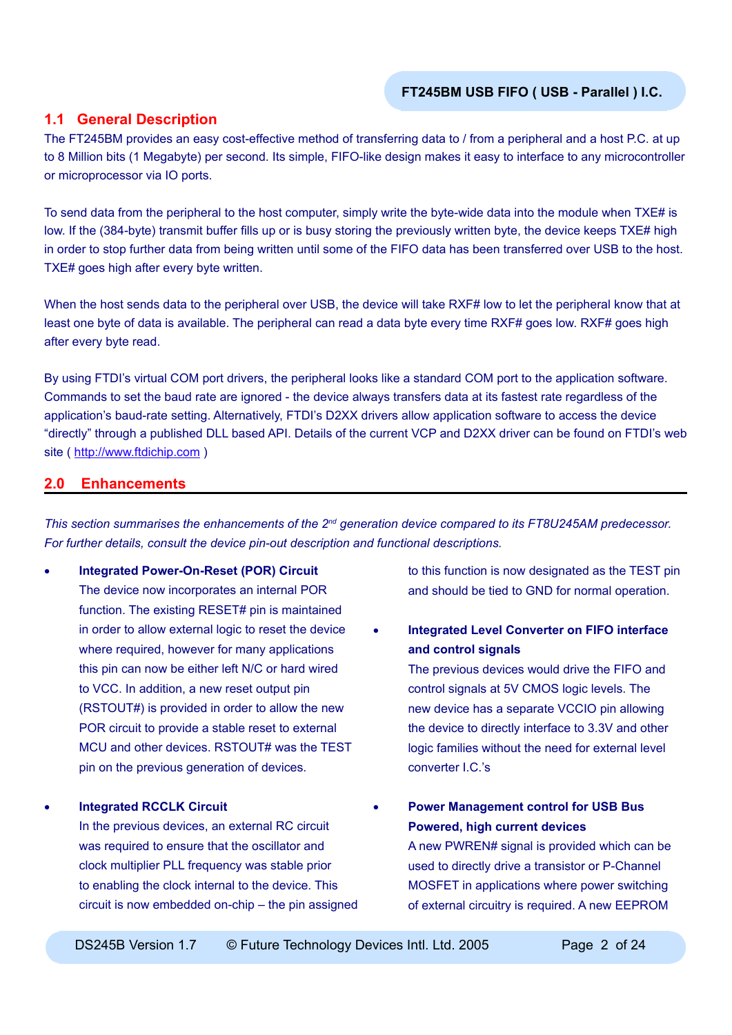## 1.1 General Description

The FT245BM provides an easy cost-effective method of transferring data to / from a peripheral and a host P.C. at up to 8 Million bits (1 Megabyte) per second. Its simple, FIFO-like design makes it easy to interface to any microcontroller or microprocessor via IO ports.

To send data from the peripheral to the host computer, simply write the byte-wide data into the module when TXE# is low. If the (384-byte) transmit buffer fills up or is busy storing the previously written byte, the device keeps TXE# high in order to stop further data from being written until some of the FIFO data has been transferred over USB to the host. TXE# goes high after every byte written.

When the host sends data to the peripheral over USB, the device will take RXF# low to let the peripheral know that at least one byte of data is available. The peripheral can read a data byte every time RXF# goes low. RXF# goes high after every byte read.

By using FTDI's virtual COM port drivers, the peripheral looks like a standard COM port to the application software. Commands to set the baud rate are ignored - the device always transfers data at its fastest rate regardless of the application's baud-rate setting. Alternatively, FTDI's D2XX drivers allow application software to access the device "directly" through a published DLL based API. Details of the current VCP and D2XX driver can be found on FTDI's web site ( http://www.ftdichip.com )

## 2.0 Enhancements

*This section summarises the enhancements of the 2nd generation device compared to its FT8U245AM predecessor. For further details, consult the device pin-out description and functional descriptions.*

- **Integrated Power-On-Reset (POR) Circuit**
  The device now incorporates an internal POR function. The existing RESET# pin is maintained in order to allow external logic to reset the device where required, however for many applications this pin can now be either left N/C or hard wired to VCC. In addition, a new reset output pin (RSTOUT#) is provided in order to allow the new POR circuit to provide a stable reset to external MCU and other devices. RSTOUT# was the TEST pin on the previous generation of devices.

- **Integrated RCCLK Circuit**
  In the previous devices, an external RC circuit was required to ensure that the oscillator and clock multiplier PLL frequency was stable prior to enabling the clock internal to the device. This circuit is now embedded on-chip – the pin assigned to this function is now designated as the TEST pin and should be tied to GND for normal operation.

- **Integrated Level Converter on FIFO interface and control signals**
  The previous devices would drive the FIFO and control signals at 5V CMOS logic levels. The new device has a separate VCCIO pin allowing the device to directly interface to 3.3V and other logic families without the need for external level converter I.C.'s

- **Power Management control for USB Bus Powered, high current devices**
  A new PWREN# signal is provided which can be used to directly drive a transistor or P-Channel MOSFET in applications where power switching of external circuitry is required. A new EEPROM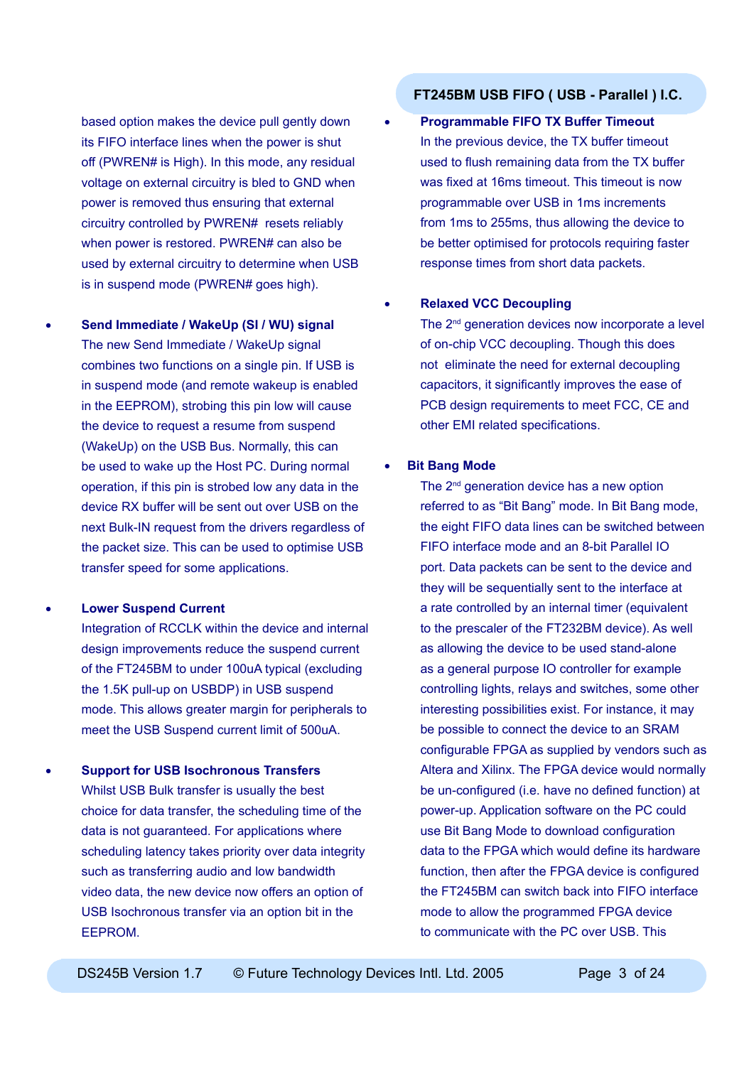based option makes the device pull gently down its FIFO interface lines when the power is shut off (PWREN# is High). In this mode, any residual voltage on external circuitry is bled to GND when power is removed thus ensuring that external circuitry controlled by PWREN# resets reliably when power is restored. PWREN# can also be used by external circuitry to determine when USB is in suspend mode (PWREN# goes high).

- **Send Immediate / WakeUp (SI / WU) signal**
  The new Send Immediate / WakeUp signal combines two functions on a single pin. If USB is in suspend mode (and remote wakeup is enabled in the EEPROM), strobing this pin low will cause the device to request a resume from suspend (WakeUp) on the USB Bus. Normally, this can be used to wake up the Host PC. During normal operation, if this pin is strobed low any data in the device RX buffer will be sent out over USB on the next Bulk-IN request from the drivers regardless of the packet size. This can be used to optimise USB transfer speed for some applications.

- **Lower Suspend Current**
  Integration of RCCLK within the device and internal design improvements reduce the suspend current of the FT245BM to under 100uA typical (excluding the 1.5K pull-up on USBDP) in USB suspend mode. This allows greater margin for peripherals to meet the USB Suspend current limit of 500uA.

- **Support for USB Isochronous Transfers**
  Whilst USB Bulk transfer is usually the best choice for data transfer, the scheduling time of the data is not guaranteed. For applications where scheduling latency takes priority over data integrity such as transferring audio and low bandwidth video data, the new device now offers an option of USB Isochronous transfer via an option bit in the EEPROM.

- **Programmable FIFO TX Buffer Timeout**
  In the previous device, the TX buffer timeout used to flush remaining data from the TX buffer was fixed at 16ms timeout. This timeout is now programmable over USB in 1ms increments from 1ms to 255ms, thus allowing the device to be better optimised for protocols requiring faster response times from short data packets.

- **Relaxed VCC Decoupling**
  The 2nd generation devices now incorporate a level of on-chip VCC decoupling. Though this does not eliminate the need for external decoupling capacitors, it significantly improves the ease of PCB design requirements to meet FCC, CE and other EMI related specifications.

- **Bit Bang Mode**
  The 2nd generation device has a new option referred to as “Bit Bang” mode. In Bit Bang mode, the eight FIFO data lines can be switched between FIFO interface mode and an 8-bit Parallel IO port. Data packets can be sent to the device and they will be sequentially sent to the interface at a rate controlled by an internal timer (equivalent to the prescaler of the FT232BM device). As well as allowing the device to be used stand-alone as a general purpose IO controller for example controlling lights, relays and switches, some other interesting possibilities exist. For instance, it may be possible to connect the device to an SRAM configurable FPGA as supplied by vendors such as Altera and Xilinx. The FPGA device would normally be un-configured (i.e. have no defined function) at power-up. Application software on the PC could use Bit Bang Mode to download configuration data to the FPGA which would define its hardware function, then after the FPGA device is configured the FT245BM can switch back into FIFO interface mode to allow the programmed FPGA device to communicate with the PC over USB. This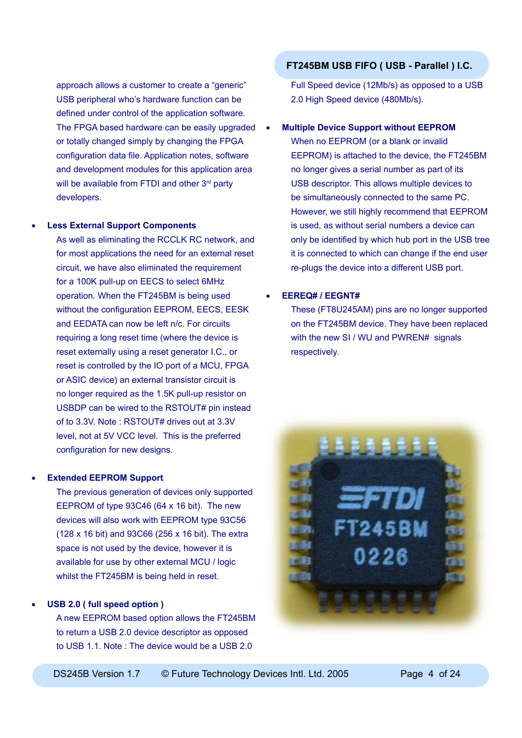approach allows a customer to create a "generic" USB peripheral who's hardware function can be defined under control of the application software. The FPGA based hardware can be easily upgraded or totally changed simply by changing the FPGA configuration data file. Application notes, software and development modules for this application area will be available from FTDI and other 3rd party developers.

- **Less External Support Components**
  As well as eliminating the RCCLK RC network, and for most applications the need for an external reset circuit, we have also eliminated the requirement for a 100K pull-up on EECS to select 6MHz operation. When the FT245BM is being used without the configuration EEPROM, EECS, EESK and EEDATA can now be left n/c. For circuits requiring a long reset time (where the device is reset externally using a reset generator I.C., or reset is controlled by the IO port of a MCU, FPGA or ASIC device) an external transistor circuit is no longer required as the 1.5K pull-up resistor on USBDP can be wired to the RSTOUT# pin instead of to 3.3V. Note : RSTOUT# drives out at 3.3V level, not at 5V VCC level. This is the preferred configuration for new designs.

- **Extended EEPROM Support**
  The previous generation of devices only supported EEPROM of type 93C46 (64 x 16 bit). The new devices will also work with EEPROM type 93C56 (128 x 16 bit) and 93C66 (256 x 16 bit). The extra space is not used by the device, however it is available for use by other external MCU / logic whilst the FT245BM is being held in reset.

- **USB 2.0 ( full speed option )**
  A new EEPROM based option allows the FT245BM to return a USB 2.0 device descriptor as opposed to USB 1.1. Note : The device would be a USB 2.0 Full Speed device (12Mb/s) as opposed to a USB 2.0 High Speed device (480Mb/s).

- **Multiple Device Support without EEPROM**
  When no EEPROM (or a blank or invalid EEPROM) is attached to the device, the FT245BM no longer gives a serial number as part of its USB descriptor. This allows multiple devices to be simultaneously connected to the same PC. However, we still highly recommend that EEPROM is used, as without serial numbers a device can only be identified by which hub port in the USB tree it is connected to which can change if the end user re-plugs the device into a different USB port.

- **EEREQ# / EEGNT#**
  These (FT8U245AM) pins are no longer supported on the FT245BM device. They have been replaced with the new SI / WU and PWREN# signals respectively.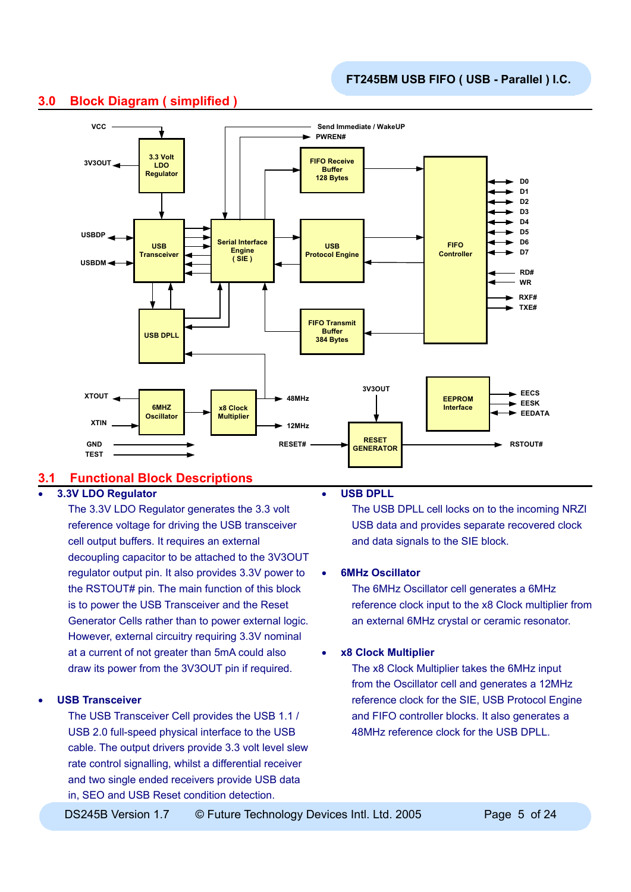## 3.0 Block Diagram ( simplified )

## 3.1 Functional Block Descriptions

- **3.3V LDO Regulator**

  The 3.3V LDO Regulator generates the 3.3 volt reference voltage for driving the USB transceiver cell output buffers. It requires an external decoupling capacitor to be attached to the 3V3OUT regulator output pin. It also provides 3.3V power to the RSTOUT# pin. The main function of this block is to power the USB Transceiver and the Reset Generator Cells rather than to power external logic. However, external circuitry requiring 3.3V nominal at a current of not greater than 5mA could also draw its power from the 3V3OUT pin if required.

- **USB Transceiver**

  The USB Transceiver Cell provides the USB 1.1 / USB 2.0 full-speed physical interface to the USB cable. The output drivers provide 3.3 volt level slew rate control signalling, whilst a differential receiver and two single ended receivers provide USB data in, SEO and USB Reset condition detection.

- **USB DPLL**

  The USB DPLL cell locks on to the incoming NRZI USB data and provides separate recovered clock and data signals to the SIE block.

- **6MHz Oscillator**

  The 6MHz Oscillator cell generates a 6MHz reference clock input to the x8 Clock multiplier from an external 6MHz crystal or ceramic resonator.

- **x8 Clock Multiplier**

  The x8 Clock Multiplier takes the 6MHz input from the Oscillator cell and generates a 12MHz reference clock for the SIE, USB Protocol Engine and FIFO controller blocks. It also generates a 48MHz reference clock for the USB DPLL.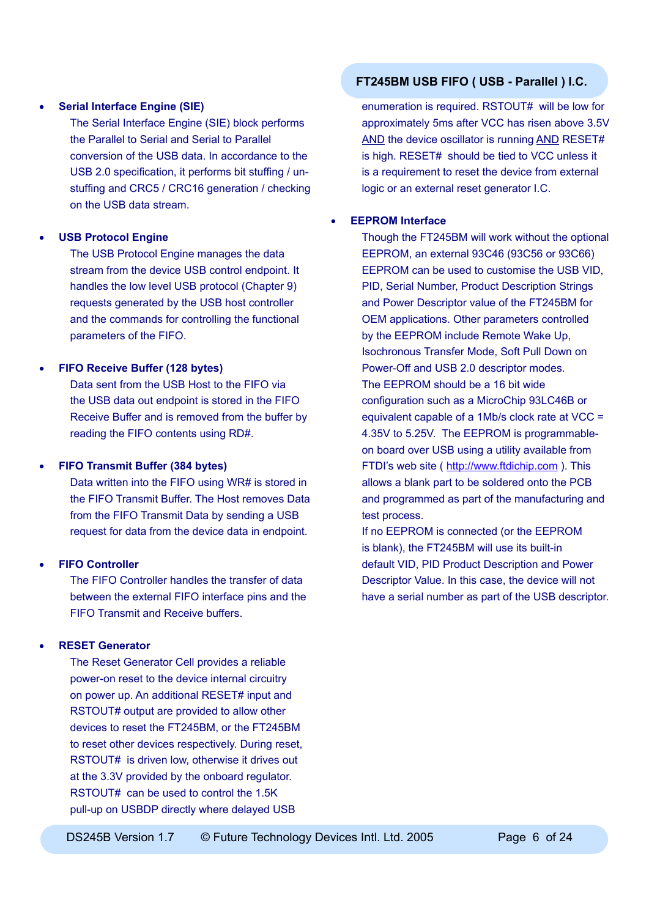- **Serial Interface Engine (SIE)**

  The Serial Interface Engine (SIE) block performs the Parallel to Serial and Serial to Parallel conversion of the USB data. In accordance to the USB 2.0 specification, it performs bit stuffing / un-stuffing and CRC5 / CRC16 generation / checking on the USB data stream.

- **USB Protocol Engine**

  The USB Protocol Engine manages the data stream from the device USB control endpoint. It handles the low level USB protocol (Chapter 9) requests generated by the USB host controller and the commands for controlling the functional parameters of the FIFO.

- **FIFO Receive Buffer (128 bytes)**

  Data sent from the USB Host to the FIFO via the USB data out endpoint is stored in the FIFO Receive Buffer and is removed from the buffer by reading the FIFO contents using RD#.

- **FIFO Transmit Buffer (384 bytes)**

  Data written into the FIFO using WR# is stored in the FIFO Transmit Buffer. The Host removes Data from the FIFO Transmit Data by sending a USB request for data from the device data in endpoint.

- **FIFO Controller**

  The FIFO Controller handles the transfer of data between the external FIFO interface pins and the FIFO Transmit and Receive buffers.

- **RESET Generator**

  The Reset Generator Cell provides a reliable power-on reset to the device internal circuitry on power up. An additional RESET# input and RSTOUT# output are provided to allow other devices to reset the FT245BM, or the FT245BM to reset other devices respectively. During reset, RSTOUT# is driven low, otherwise it drives out at the 3.3V provided by the onboard regulator. RSTOUT# can be used to control the 1.5K pull-up on USBDP directly where delayed USB enumeration is required. RSTOUT# will be low for approximately 5ms after VCC has risen above 3.5V AND the device oscillator is running AND RESET# is high. RESET# should be tied to VCC unless it is a requirement to reset the device from external logic or an external reset generator I.C.

- **EEPROM Interface**

  Though the FT245BM will work without the optional EEPROM, an external 93C46 (93C56 or 93C66) EEPROM can be used to customise the USB VID, PID, Serial Number, Product Description Strings and Power Descriptor value of the FT245BM for OEM applications. Other parameters controlled by the EEPROM include Remote Wake Up, Isochronous Transfer Mode, Soft Pull Down on Power-Off and USB 2.0 descriptor modes.
  The EEPROM should be a 16 bit wide configuration such as a MicroChip 93LC46B or equivalent capable of a 1Mb/s clock rate at VCC = 4.35V to 5.25V. The EEPROM is programmable-on board over USB using a utility available from FTDI's web site ( http://www.ftdichip.com ). This allows a blank part to be soldered onto the PCB and programmed as part of the manufacturing and test process.
  If no EEPROM is connected (or the EEPROM is blank), the FT245BM will use its built-in default VID, PID Product Description and Power Descriptor Value. In this case, the device will not have a serial number as part of the USB descriptor.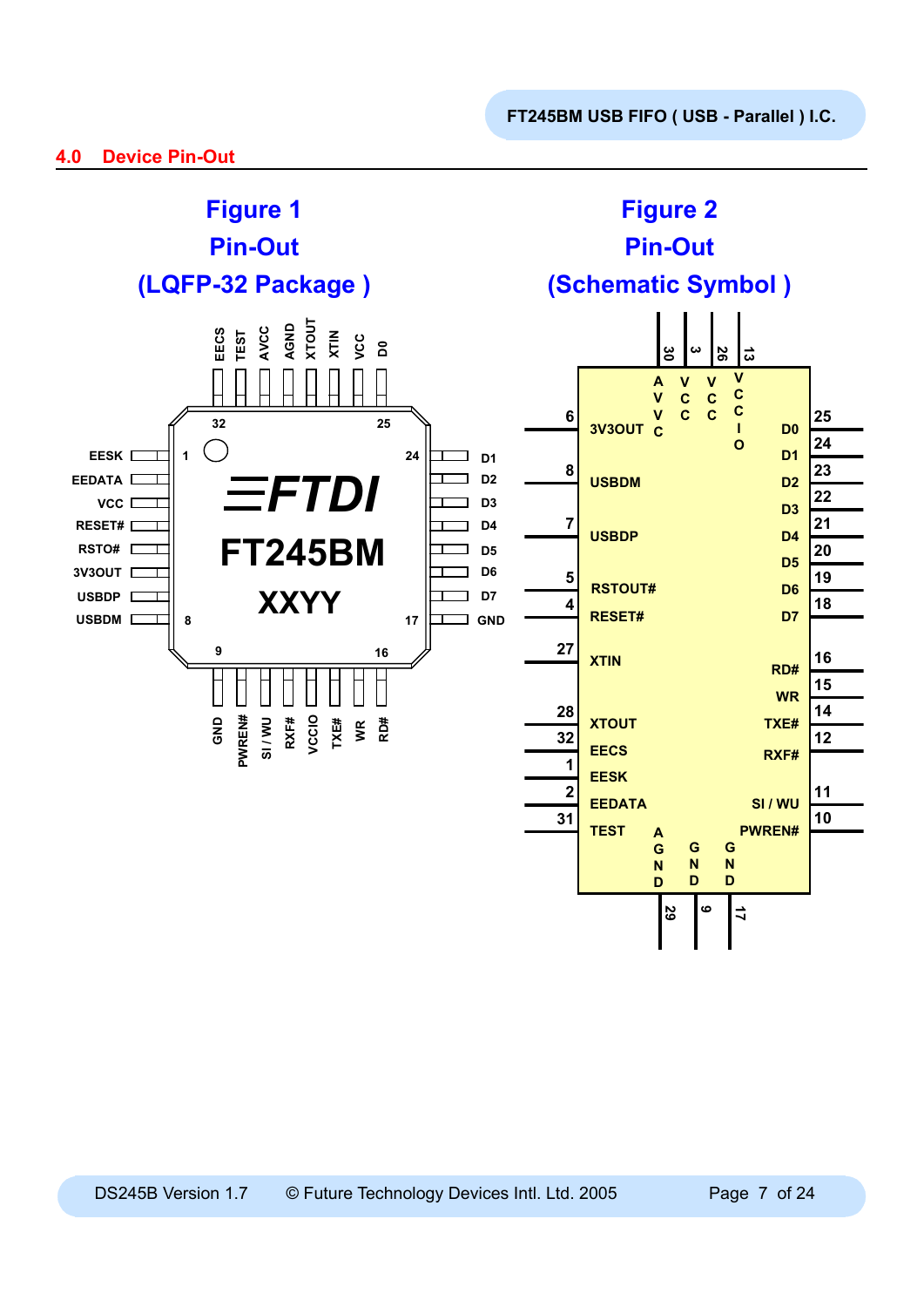## 4.0 Device Pin-Out

**Figure 1**
**Pin-Out**
**(LQFP-32 Package )**

**Figure 2**
**Pin-Out**
**(Schematic Symbol )**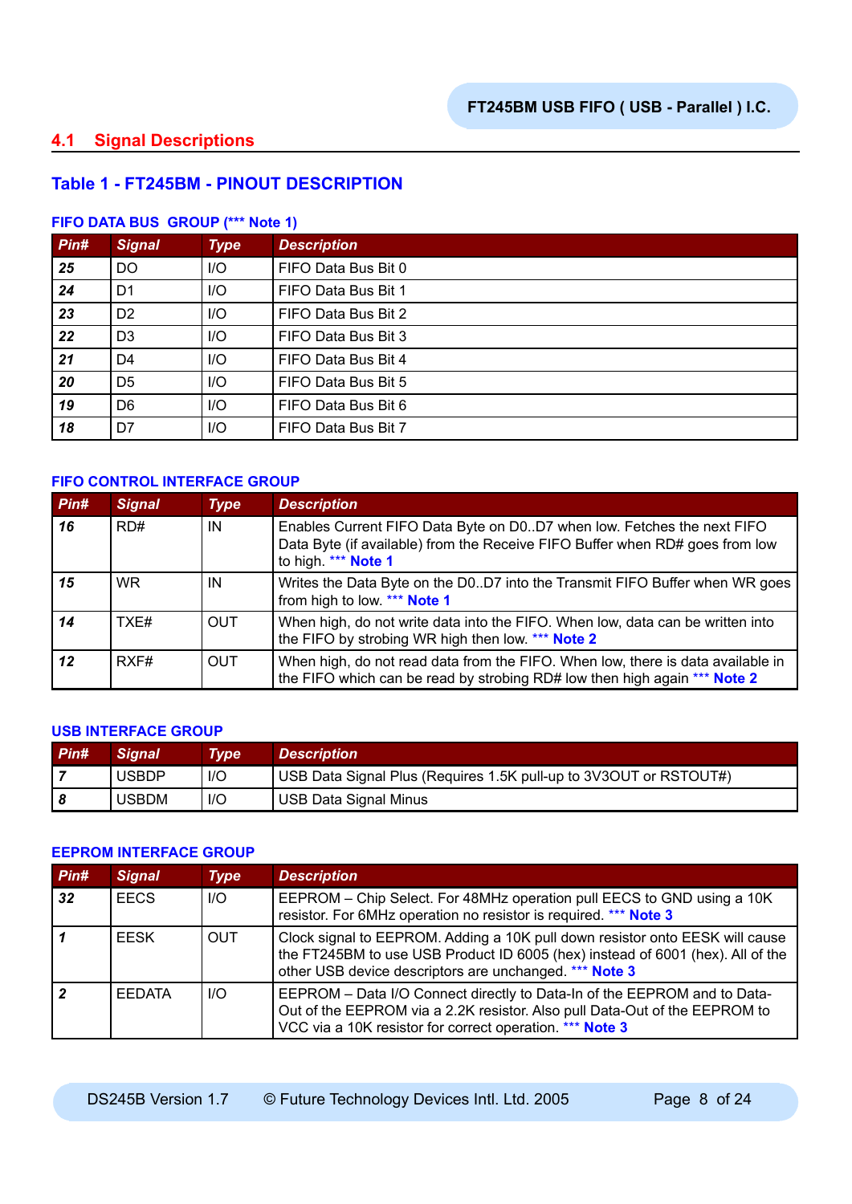## 4.1 Signal Descriptions

### Table 1 - FT245BM - PINOUT DESCRIPTION

#### FIFO DATA BUS GROUP (*** Note 1)

| Pin# | Signal | Type | Description |
|---|---|---|---|
| 25 | DO | I/O | FIFO Data Bus Bit 0 |
| 24 | D1 | I/O | FIFO Data Bus Bit 1 |
| 23 | D2 | I/O | FIFO Data Bus Bit 2 |
| 22 | D3 | I/O | FIFO Data Bus Bit 3 |
| 21 | D4 | I/O | FIFO Data Bus Bit 4 |
| 20 | D5 | I/O | FIFO Data Bus Bit 5 |
| 19 | D6 | I/O | FIFO Data Bus Bit 6 |
| 18 | D7 | I/O | FIFO Data Bus Bit 7 |

#### FIFO CONTROL INTERFACE GROUP

| Pin# | Signal | Type | Description |
|---|---|---|---|
| 16 | RD# | IN | Enables Current FIFO Data Byte on D0..D7 when low. Fetches the next FIFO Data Byte (if available) from the Receive FIFO Buffer when RD# goes from low to high. *** Note 1 |
| 15 | WR | IN | Writes the Data Byte on the D0..D7 into the Transmit FIFO Buffer when WR goes from high to low. *** Note 1 |
| 14 | TXE# | OUT | When high, do not write data into the FIFO. When low, data can be written into the FIFO by strobing WR high then low. *** Note 2 |
| 12 | RXF# | OUT | When high, do not read data from the FIFO. When low, there is data available in the FIFO which can be read by strobing RD# low then high again *** Note 2 |

#### USB INTERFACE GROUP

| Pin# | Signal | Type | Description |
|---|---|---|---|
| 7 | USBDP | I/O | USB Data Signal Plus (Requires 1.5K pull-up to 3V3OUT or RSTOUT#) |
| 8 | USBDM | I/O | USB Data Signal Minus |

#### EEPROM INTERFACE GROUP

| Pin# | Signal | Type | Description |
|---|---|---|---|
| 32 | EECS | I/O | EEPROM – Chip Select. For 48MHz operation pull EECS to GND using a 10K resistor. For 6MHz operation no resistor is required. *** Note 3 |
| 1 | EESK | OUT | Clock signal to EEPROM. Adding a 10K pull down resistor onto EESK will cause the FT245BM to use USB Product ID 6005 (hex) instead of 6001 (hex). All of the other USB device descriptors are unchanged. *** Note 3 |
| 2 | EEDATA | I/O | EEPROM – Data I/O Connect directly to Data-In of the EEPROM and to Data-Out of the EEPROM via a 2.2K resistor. Also pull Data-Out of the EEPROM to VCC via a 10K resistor for correct operation. *** Note 3 |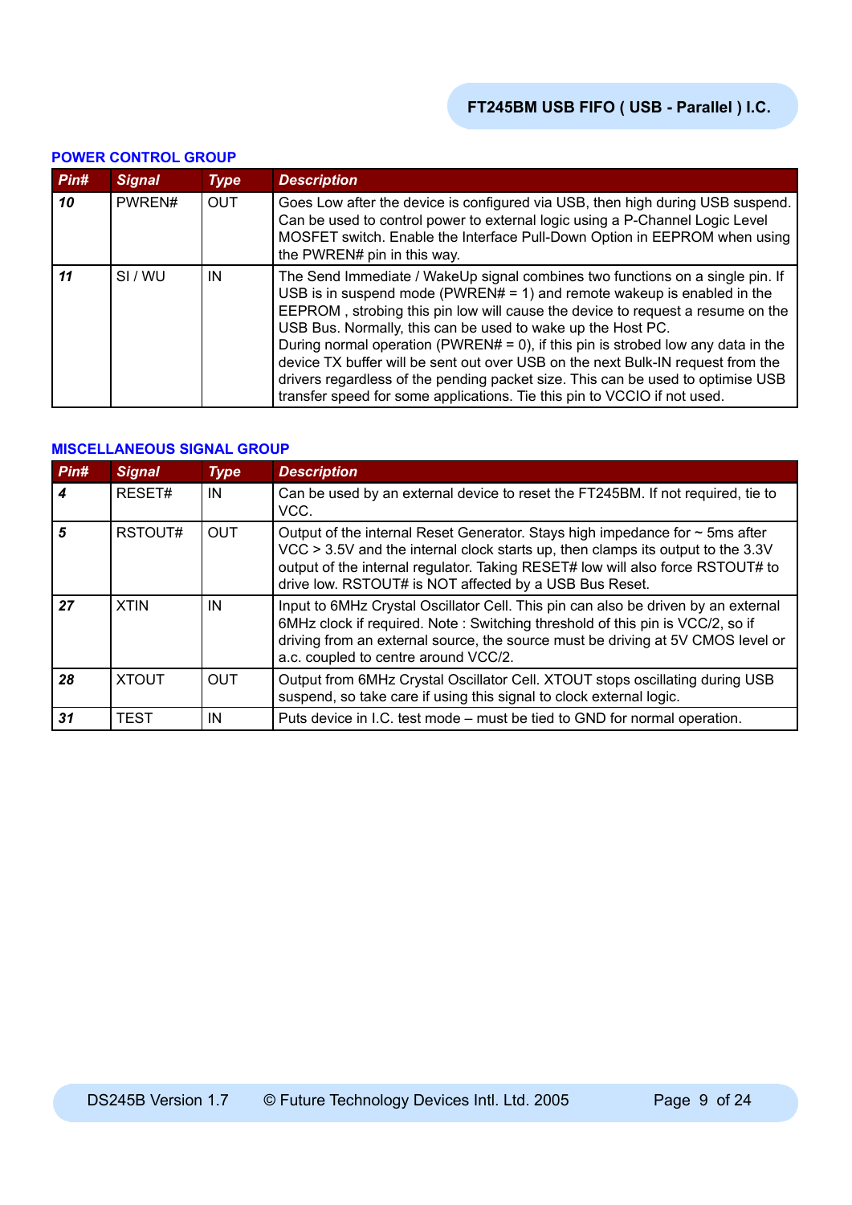### POWER CONTROL GROUP

| Pin# | Signal | Type | Description |
|---|---|---|---|
| **10** | PWREN# | OUT | Goes Low after the device is configured via USB, then high during USB suspend. Can be used to control power to external logic using a P-Channel Logic Level MOSFET switch. Enable the Interface Pull-Down Option in EEPROM when using the PWREN# pin in this way. |
| **11** | SI / WU | IN | The Send Immediate / WakeUp signal combines two functions on a single pin. If USB is in suspend mode (PWREN# = 1) and remote wakeup is enabled in the EEPROM , strobing this pin low will cause the device to request a resume on the USB Bus. Normally, this can be used to wake up the Host PC. During normal operation (PWREN# = 0), if this pin is strobed low any data in the device TX buffer will be sent out over USB on the next Bulk-IN request from the drivers regardless of the pending packet size. This can be used to optimise USB transfer speed for some applications. Tie this pin to VCCIO if not used. |

### MISCELLANEOUS SIGNAL GROUP

| Pin# | Signal | Type | Description |
|---|---|---|---|
| **4** | RESET# | IN | Can be used by an external device to reset the FT245BM. If not required, tie to VCC. |
| **5** | RSTOUT# | OUT | Output of the internal Reset Generator. Stays high impedance for ~ 5ms after VCC > 3.5V and the internal clock starts up, then clamps its output to the 3.3V output of the internal regulator. Taking RESET# low will also force RSTOUT# to drive low. RSTOUT# is NOT affected by a USB Bus Reset. |
| **27** | XTIN | IN | Input to 6MHz Crystal Oscillator Cell. This pin can also be driven by an external 6MHz clock if required. Note : Switching threshold of this pin is VCC/2, so if driving from an external source, the source must be driving at 5V CMOS level or a.c. coupled to centre around VCC/2. |
| **28** | XTOUT | OUT | Output from 6MHz Crystal Oscillator Cell. XTOUT stops oscillating during USB suspend, so take care if using this signal to clock external logic. |
| **31** | TEST | IN | Puts device in I.C. test mode – must be tied to GND for normal operation. |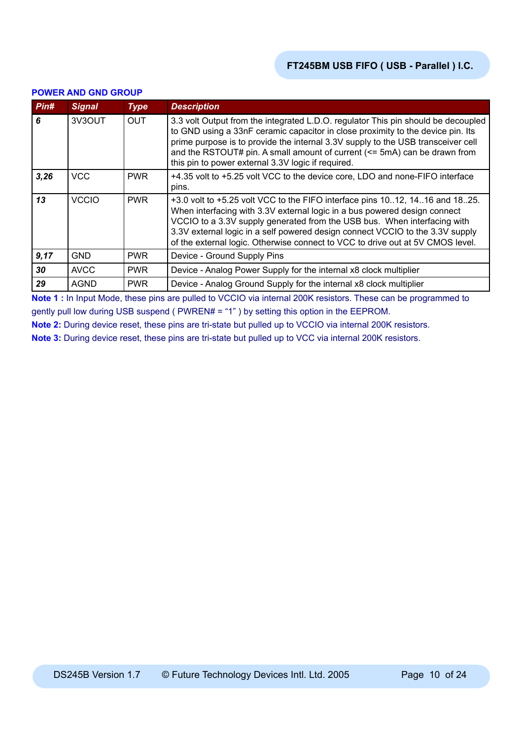### POWER AND GND GROUP

| *Pin#* | *Signal* | *Type* | *Description* |
|---|---|---|---|
| *6* | 3V3OUT | OUT | 3.3 volt Output from the integrated L.D.O. regulator This pin should be decoupled to GND using a 33nF ceramic capacitor in close proximity to the device pin. Its prime purpose is to provide the internal 3.3V supply to the USB transceiver cell and the RSTOUT# pin. A small amount of current (<= 5mA) can be drawn from this pin to power external 3.3V logic if required. |
| *3,26* | VCC | PWR | +4.35 volt to +5.25 volt VCC to the device core, LDO and none-FIFO interface pins. |
| *13* | VCCIO | PWR | +3.0 volt to +5.25 volt VCC to the FIFO interface pins 10..12, 14..16 and 18..25. When interfacing with 3.3V external logic in a bus powered design connect VCCIO to a 3.3V supply generated from the USB bus. When interfacing with 3.3V external logic in a self powered design connect VCCIO to the 3.3V supply of the external logic. Otherwise connect to VCC to drive out at 5V CMOS level. |
| *9,17* | GND | PWR | Device - Ground Supply Pins |
| *30* | AVCC | PWR | Device - Analog Power Supply for the internal x8 clock multiplier |
| *29* | AGND | PWR | Device - Analog Ground Supply for the internal x8 clock multiplier |

**Note 1 :** In Input Mode, these pins are pulled to VCCIO via internal 200K resistors. These can be programmed to gently pull low during USB suspend ( PWREN# = “1” ) by setting this option in the EEPROM.

**Note 2:** During device reset, these pins are tri-state but pulled up to VCCIO via internal 200K resistors.

**Note 3:** During device reset, these pins are tri-state but pulled up to VCC via internal 200K resistors.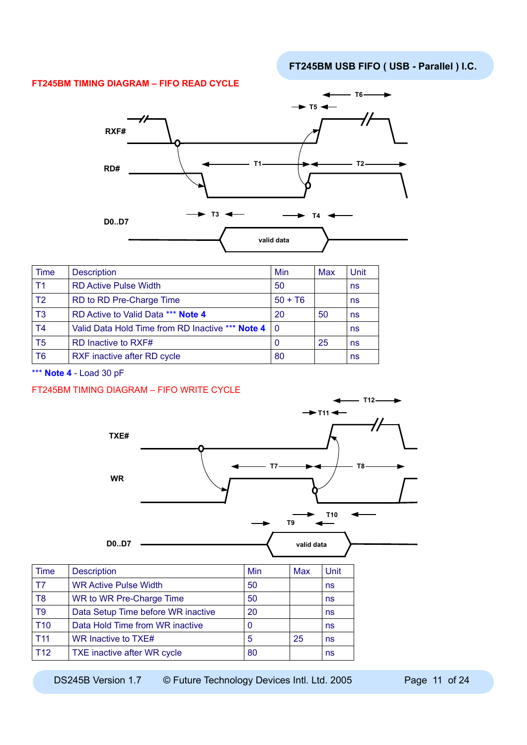## FT245BM TIMING DIAGRAM – FIFO READ CYCLE

| Time | Description | Min | Max | Unit |
|---|---|---|---|---|
| T1 | RD Active Pulse Width | 50 | | ns |
| T2 | RD to RD Pre-Charge Time | 50 + T6 | | ns |
| T3 | RD Active to Valid Data *** **Note 4** | 20 | 50 | ns |
| T4 | Valid Data Hold Time from RD Inactive *** **Note 4** | 0 | | ns |
| T5 | RD Inactive to RXF# | 0 | 25 | ns |
| T6 | RXF inactive after RD cycle | 80 | | ns |

*** **Note 4** - Load 30 pF

## FT245BM TIMING DIAGRAM – FIFO WRITE CYCLE

| Time | Description | Min | Max | Unit |
|---|---|---|---|---|
| T7 | WR Active Pulse Width | 50 | | ns |
| T8 | WR to WR Pre-Charge Time | 50 | | ns |
| T9 | Data Setup Time before WR inactive | 20 | | ns |
| T10 | Data Hold Time from WR inactive | 0 | | ns |
| T11 | WR Inactive to TXE# | 5 | 25 | ns |
| T12 | TXE inactive after WR cycle | 80 | | ns |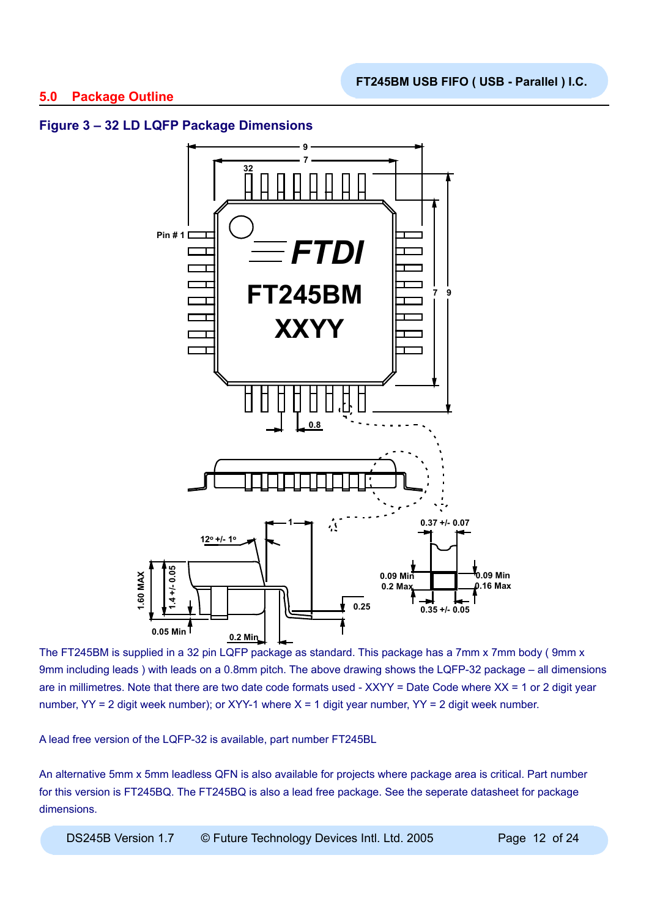## 5.0 Package Outline

### Figure 3 – 32 LD LQFP Package Dimensions

The FT245BM is supplied in a 32 pin LQFP package as standard. This package has a 7mm x 7mm body ( 9mm x 9mm including leads ) with leads on a 0.8mm pitch. The above drawing shows the LQFP-32 package – all dimensions are in millimetres. Note that there are two date code formats used - XXYY = Date Code where XX = 1 or 2 digit year number, YY = 2 digit week number); or XYY-1 where X = 1 digit year number, YY = 2 digit week number.

A lead free version of the LQFP-32 is available, part number FT245BL

An alternative 5mm x 5mm leadless QFN is also available for projects where package area is critical. Part number for this version is FT245BQ. The FT245BQ is also a lead free package. See the seperate datasheet for package dimensions.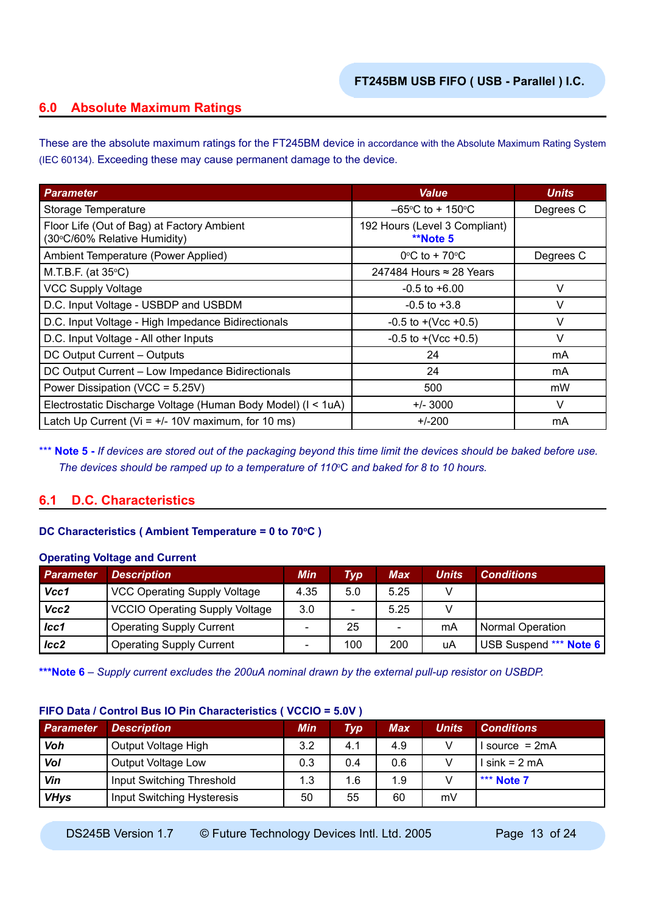## 6.0 Absolute Maximum Ratings

These are the absolute maximum ratings for the FT245BM device in accordance with the Absolute Maximum Rating System (IEC 60134). Exceeding these may cause permanent damage to the device.

| Parameter | Value | Units |
|---|---|---|
| Storage Temperature | –65°C to + 150°C | Degrees C |
| Floor Life (Out of Bag) at Factory Ambient (30°C/60% Relative Humidity) | 192 Hours (Level 3 Compliant) **Note 5 | |
| Ambient Temperature (Power Applied) | 0°C to + 70°C | Degrees C |
| M.T.B.F. (at 35°C) | 247484 Hours ≈ 28 Years | |
| VCC Supply Voltage | -0.5 to +6.00 | V |
| D.C. Input Voltage - USBDP and USBDM | -0.5 to +3.8 | V |
| D.C. Input Voltage - High Impedance Bidirectionals | -0.5 to +(Vcc +0.5) | V |
| D.C. Input Voltage - All other Inputs | -0.5 to +(Vcc +0.5) | V |
| DC Output Current – Outputs | 24 | mA |
| DC Output Current – Low Impedance Bidirectionals | 24 | mA |
| Power Dissipation (VCC = 5.25V) | 500 | mW |
| Electrostatic Discharge Voltage (Human Body Model) (I < 1uA) | +/- 3000 | V |
| Latch Up Current (Vi = +/- 10V maximum, for 10 ms) | +/-200 | mA |

*** **Note 5** - *If devices are stored out of the packaging beyond this time limit the devices should be baked before use. The devices should be ramped up to a temperature of 110°C and baked for 8 to 10 hours.*

## 6.1 D.C. Characteristics

**DC Characteristics ( Ambient Temperature = 0 to 70°C )**

**Operating Voltage and Current**

| Parameter | Description | Min | Typ | Max | Units | Conditions |
|---|---|---|---|---|---|---|
| **Vcc1** | VCC Operating Supply Voltage | 4.35 | 5.0 | 5.25 | V | |
| **Vcc2** | VCCIO Operating Supply Voltage | 3.0 | - | 5.25 | V | |
| **Icc1** | Operating Supply Current | - | 25 | - | mA | Normal Operation |
| **Icc2** | Operating Supply Current | - | 100 | 200 | uA | USB Suspend *** Note 6 |

***Note 6 – *Supply current excludes the 200uA nominal drawn by the external pull-up resistor on USBDP.*

**FIFO Data / Control Bus IO Pin Characteristics ( VCCIO = 5.0V )**

| Parameter | Description | Min | Typ | Max | Units | Conditions |
|---|---|---|---|---|---|---|
| **Voh** | Output Voltage High | 3.2 | 4.1 | 4.9 | V | I source = 2mA |
| **Vol** | Output Voltage Low | 0.3 | 0.4 | 0.6 | V | I sink = 2 mA |
| **Vin** | Input Switching Threshold | 1.3 | 1.6 | 1.9 | V | *** Note 7 |
| **VHys** | Input Switching Hysteresis | 50 | 55 | 60 | mV | |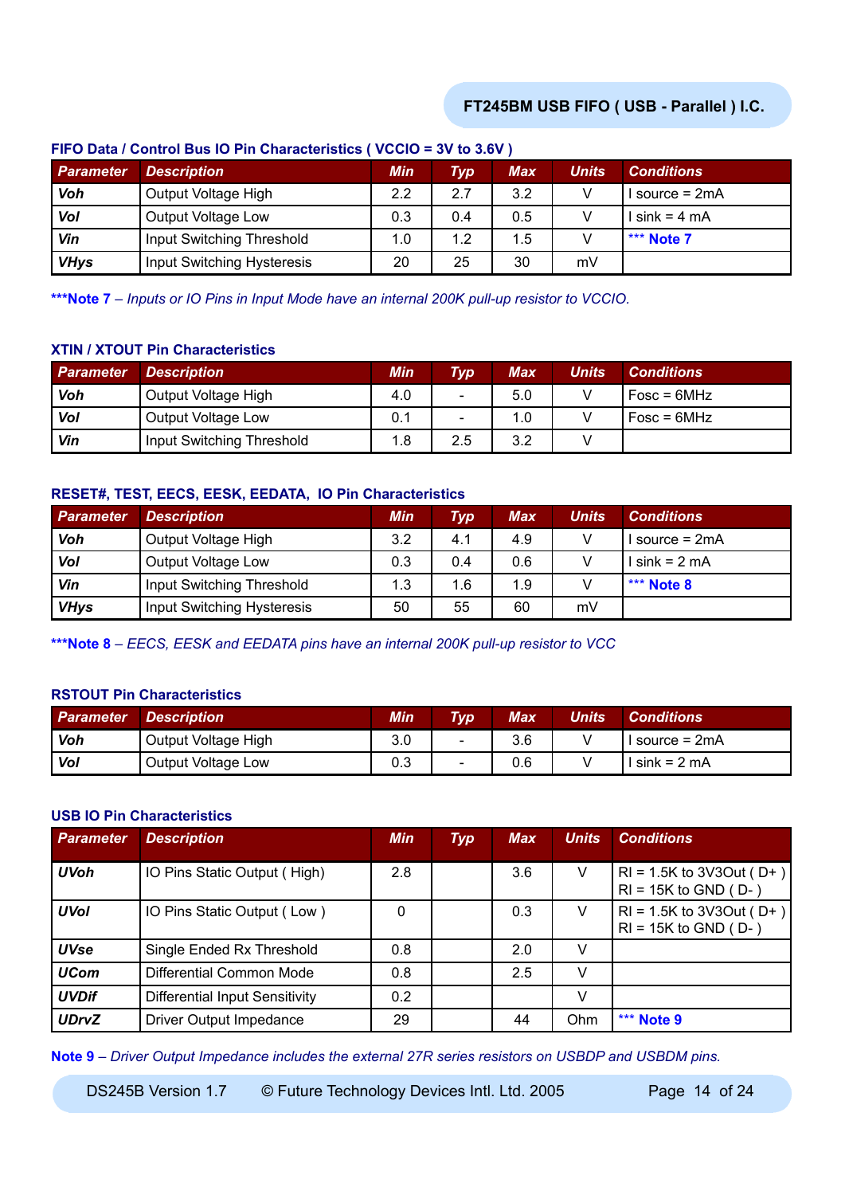### FIFO Data / Control Bus IO Pin Characteristics ( VCCIO = 3V to 3.6V )

| Parameter | Description | Min | Typ | Max | Units | Conditions |
|---|---|---|---|---|---|---|
| Voh | Output Voltage High | 2.2 | 2.7 | 3.2 | V | I source = 2mA |
| Vol | Output Voltage Low | 0.3 | 0.4 | 0.5 | V | I sink = 4 mA |
| Vin | Input Switching Threshold | 1.0 | 1.2 | 1.5 | V | *** Note 7 |
| VHys | Input Switching Hysteresis | 20 | 25 | 30 | mV | |

***Note 7 – *Inputs or IO Pins in Input Mode have an internal 200K pull-up resistor to VCCIO.*

### XTIN / XTOUT Pin Characteristics

| Parameter | Description | Min | Typ | Max | Units | Conditions |
|---|---|---|---|---|---|---|
| Voh | Output Voltage High | 4.0 | - | 5.0 | V | Fosc = 6MHz |
| Vol | Output Voltage Low | 0.1 | - | 1.0 | V | Fosc = 6MHz |
| Vin | Input Switching Threshold | 1.8 | 2.5 | 3.2 | V | |

### RESET#, TEST, EECS, EESK, EEDATA, IO Pin Characteristics

| Parameter | Description | Min | Typ | Max | Units | Conditions |
|---|---|---|---|---|---|---|
| Voh | Output Voltage High | 3.2 | 4.1 | 4.9 | V | I source = 2mA |
| Vol | Output Voltage Low | 0.3 | 0.4 | 0.6 | V | I sink = 2 mA |
| Vin | Input Switching Threshold | 1.3 | 1.6 | 1.9 | V | *** Note 8 |
| VHys | Input Switching Hysteresis | 50 | 55 | 60 | mV | |

***Note 8 – *EECS, EESK and EEDATA pins have an internal 200K pull-up resistor to VCC*

### RSTOUT Pin Characteristics

| Parameter | Description | Min | Typ | Max | Units | Conditions |
|---|---|---|---|---|---|---|
| Voh | Output Voltage High | 3.0 | - | 3.6 | V | I source = 2mA |
| Vol | Output Voltage Low | 0.3 | - | 0.6 | V | I sink = 2 mA |

### USB IO Pin Characteristics

| Parameter | Description | Min | Typ | Max | Units | Conditions |
|---|---|---|---|---|---|---|
| UVoh | IO Pins Static Output ( High) | 2.8 | | 3.6 | V | Rl = 1.5K to 3V3Out ( D+ ) Rl = 15K to GND ( D- ) |
| UVol | IO Pins Static Output ( Low ) | 0 | | 0.3 | V | Rl = 1.5K to 3V3Out ( D+ ) Rl = 15K to GND ( D- ) |
| UVse | Single Ended Rx Threshold | 0.8 | | 2.0 | V | |
| UCom | Differential Common Mode | 0.8 | | 2.5 | V | |
| UVDif | Differential Input Sensitivity | 0.2 | | | V | |
| UDrvZ | Driver Output Impedance | 29 | | 44 | Ohm | *** Note 9 |

Note 9 – *Driver Output Impedance includes the external 27R series resistors on USBDP and USBDM pins.*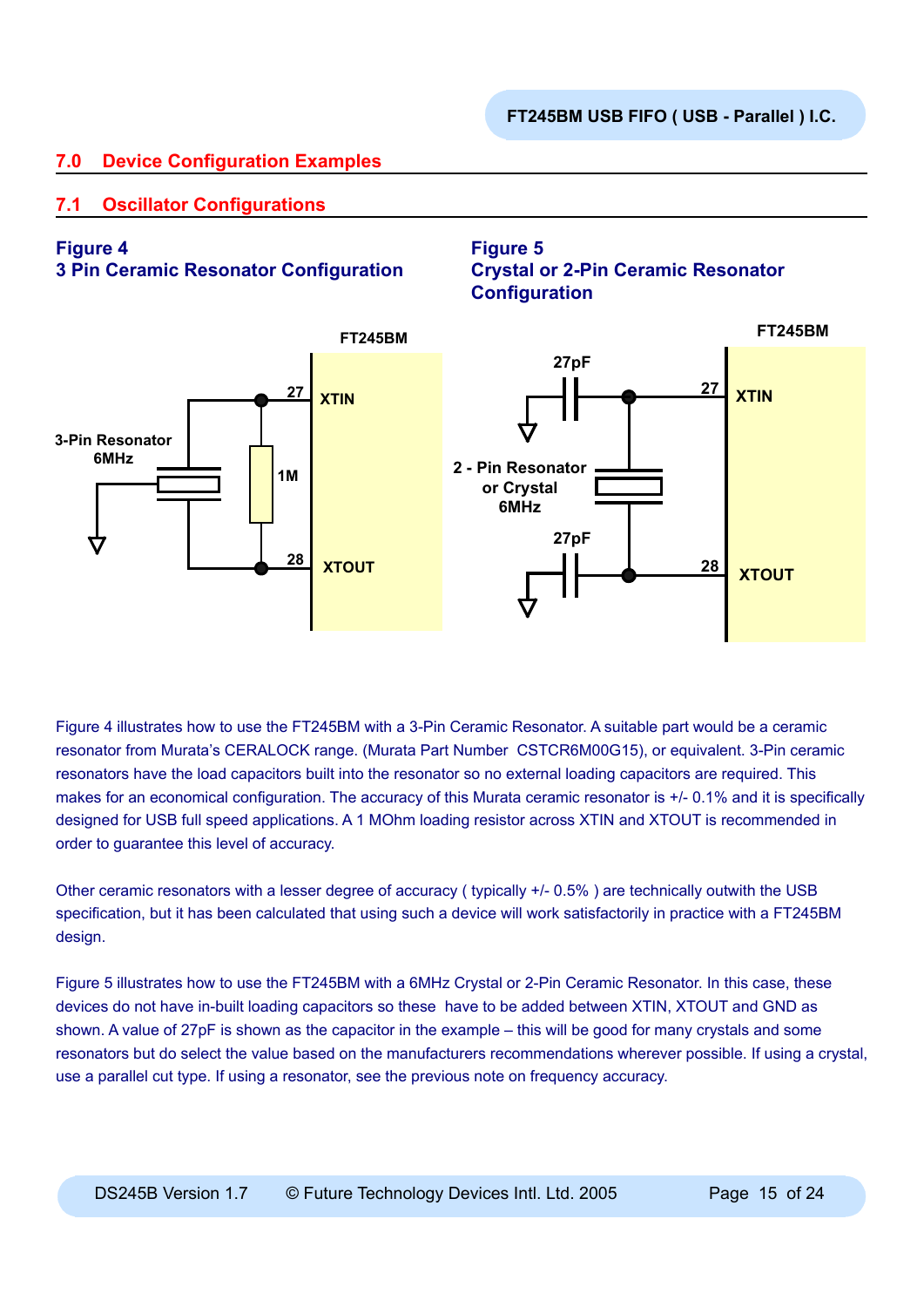## 7.0 Device Configuration Examples

### 7.1 Oscillator Configurations

**Figure 4**
**3 Pin Ceramic Resonator Configuration**

**Figure 5**
**Crystal or 2-Pin Ceramic Resonator Configuration**

Figure 4 illustrates how to use the FT245BM with a 3-Pin Ceramic Resonator. A suitable part would be a ceramic resonator from Murata's CERALOCK range. (Murata Part Number CSTCR6M00G15), or equivalent. 3-Pin ceramic resonators have the load capacitors built into the resonator so no external loading capacitors are required. This makes for an economical configuration. The accuracy of this Murata ceramic resonator is +/- 0.1% and it is specifically designed for USB full speed applications. A 1 MOhm loading resistor across XTIN and XTOUT is recommended in order to guarantee this level of accuracy.

Other ceramic resonators with a lesser degree of accuracy ( typically +/- 0.5% ) are technically outwith the USB specification, but it has been calculated that using such a device will work satisfactorily in practice with a FT245BM design.

Figure 5 illustrates how to use the FT245BM with a 6MHz Crystal or 2-Pin Ceramic Resonator. In this case, these devices do not have in-built loading capacitors so these have to be added between XTIN, XTOUT and GND as shown. A value of 27pF is shown as the capacitor in the example – this will be good for many crystals and some resonators but do select the value based on the manufacturers recommendations wherever possible. If using a crystal, use a parallel cut type. If using a resonator, see the previous note on frequency accuracy.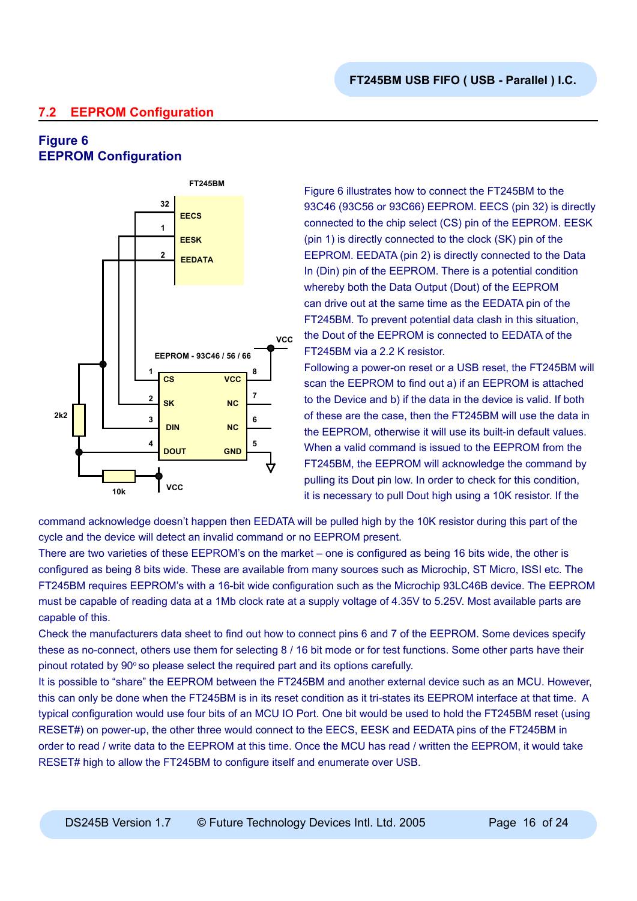## 7.2 EEPROM Configuration

**Figure 6**
**EEPROM Configuration**

Figure 6 illustrates how to connect the FT245BM to the 93C46 (93C56 or 93C66) EEPROM. EECS (pin 32) is directly connected to the chip select (CS) pin of the EEPROM. EESK (pin 1) is directly connected to the clock (SK) pin of the EEPROM. EEDATA (pin 2) is directly connected to the Data In (Din) pin of the EEPROM. There is a potential condition whereby both the Data Output (Dout) of the EEPROM can drive out at the same time as the EEDATA pin of the FT245BM. To prevent potential data clash in this situation, the Dout of the EEPROM is connected to EEDATA of the FT245BM via a 2.2 K resistor.

Following a power-on reset or a USB reset, the FT245BM will scan the EEPROM to find out a) if an EEPROM is attached to the Device and b) if the data in the device is valid. If both of these are the case, then the FT245BM will use the data in the EEPROM, otherwise it will use its built-in default values. When a valid command is issued to the EEPROM from the FT245BM, the EEPROM will acknowledge the command by pulling its Dout pin low. In order to check for this condition, it is necessary to pull Dout high using a 10K resistor. If the command acknowledge doesn't happen then EEDATA will be pulled high by the 10K resistor during this part of the cycle and the device will detect an invalid command or no EEPROM present.

There are two varieties of these EEPROM's on the market – one is configured as being 16 bits wide, the other is configured as being 8 bits wide. These are available from many sources such as Microchip, ST Micro, ISSI etc. The FT245BM requires EEPROM's with a 16-bit wide configuration such as the Microchip 93LC46B device. The EEPROM must be capable of reading data at a 1Mb clock rate at a supply voltage of 4.35V to 5.25V. Most available parts are capable of this.

Check the manufacturers data sheet to find out how to connect pins 6 and 7 of the EEPROM. Some devices specify these as no-connect, others use them for selecting 8 / 16 bit mode or for test functions. Some other parts have their pinout rotated by 90° so please select the required part and its options carefully.

It is possible to "share" the EEPROM between the FT245BM and another external device such as an MCU. However, this can only be done when the FT245BM is in its reset condition as it tri-states its EEPROM interface at that time. A typical configuration would use four bits of an MCU IO Port. One bit would be used to hold the FT245BM reset (using RESET#) on power-up, the other three would connect to the EECS, EESK and EEDATA pins of the FT245BM in order to read / write data to the EEPROM at this time. Once the MCU has read / written the EEPROM, it would take RESET# high to allow the FT245BM to configure itself and enumerate over USB.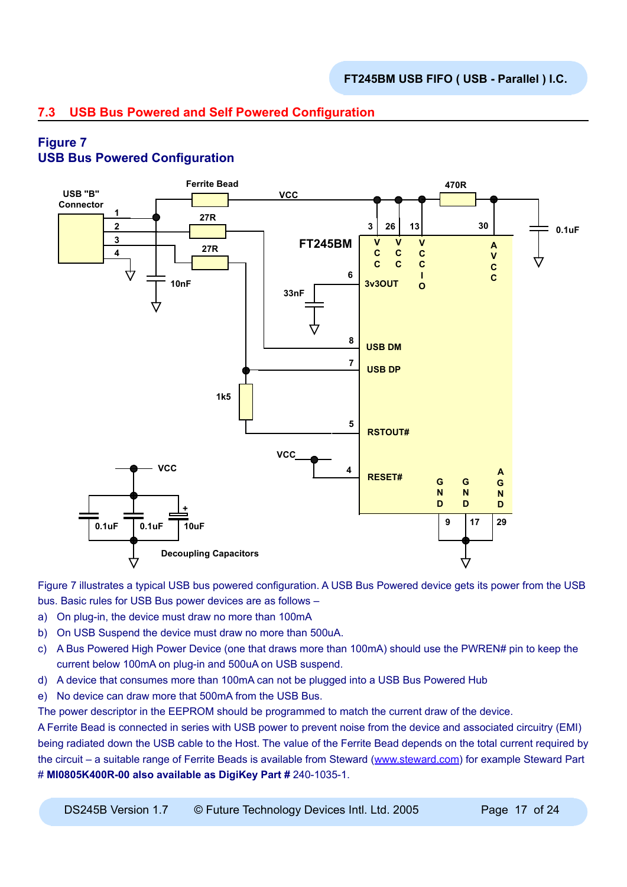## 7.3 USB Bus Powered and Self Powered Configuration

### Figure 7
### USB Bus Powered Configuration

Figure 7 illustrates a typical USB bus powered configuration. A USB Bus Powered device gets its power from the USB bus. Basic rules for USB Bus power devices are as follows –

a) On plug-in, the device must draw no more than 100mA
b) On USB Suspend the device must draw no more than 500uA.
c) A Bus Powered High Power Device (one that draws more than 100mA) should use the PWREN# pin to keep the current below 100mA on plug-in and 500uA on USB suspend.
d) A device that consumes more than 100mA can not be plugged into a USB Bus Powered Hub
e) No device can draw more that 500mA from the USB Bus.

The power descriptor in the EEPROM should be programmed to match the current draw of the device.

A Ferrite Bead is connected in series with USB power to prevent noise from the device and associated circuitry (EMI) being radiated down the USB cable to the Host. The value of the Ferrite Bead depends on the total current required by the circuit – a suitable range of Ferrite Beads is available from Steward (www.steward.com) for example Steward Part # **MI0805K400R-00 also available as DigiKey Part #** 240-1035-1.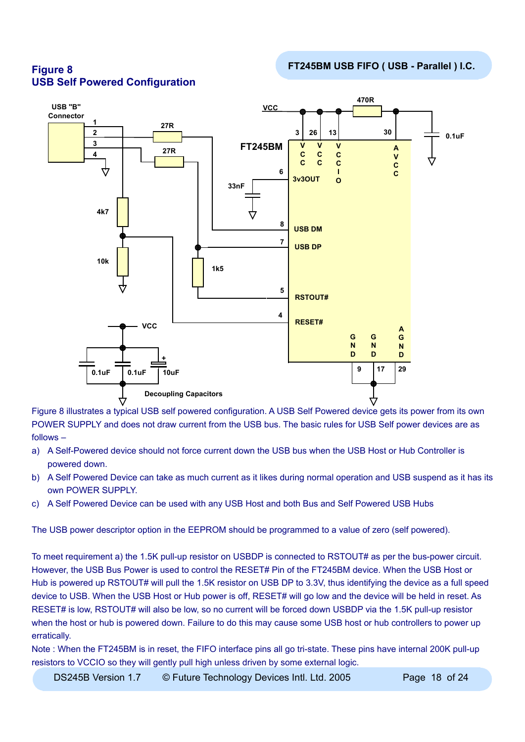## Figure 8
## USB Self Powered Configuration

Figure 8 illustrates a typical USB self powered configuration. A USB Self Powered device gets its power from its own POWER SUPPLY and does not draw current from the USB bus. The basic rules for USB Self power devices are as follows –

a) A Self-Powered device should not force current down the USB bus when the USB Host or Hub Controller is powered down.
b) A Self Powered Device can take as much current as it likes during normal operation and USB suspend as it has its own POWER SUPPLY.
c) A Self Powered Device can be used with any USB Host and both Bus and Self Powered USB Hubs

The USB power descriptor option in the EEPROM should be programmed to a value of zero (self powered).

To meet requirement a) the 1.5K pull-up resistor on USBDP is connected to RSTOUT# as per the bus-power circuit. However, the USB Bus Power is used to control the RESET# Pin of the FT245BM device. When the USB Host or Hub is powered up RSTOUT# will pull the 1.5K resistor on USB DP to 3.3V, thus identifying the device as a full speed device to USB. When the USB Host or Hub power is off, RESET# will go low and the device will be held in reset. As RESET# is low, RSTOUT# will also be low, so no current will be forced down USBDP via the 1.5K pull-up resistor when the host or hub is powered down. Failure to do this may cause some USB host or hub controllers to power up erratically.

Note : When the FT245BM is in reset, the FIFO interface pins all go tri-state. These pins have internal 200K pull-up resistors to VCCIO so they will gently pull high unless driven by some external logic.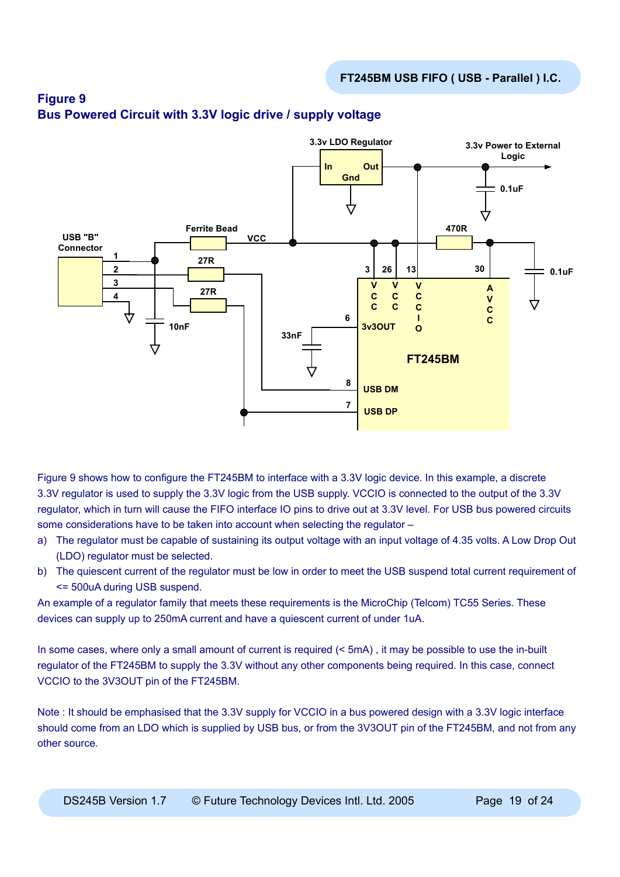## Figure 9
## Bus Powered Circuit with 3.3V logic drive / supply voltage

Figure 9 shows how to configure the FT245BM to interface with a 3.3V logic device. In this example, a discrete 3.3V regulator is used to supply the 3.3V logic from the USB supply. VCCIO is connected to the output of the 3.3V regulator, which in turn will cause the FIFO interface IO pins to drive out at 3.3V level. For USB bus powered circuits some considerations have to be taken into account when selecting the regulator –

a) The regulator must be capable of sustaining its output voltage with an input voltage of 4.35 volts. A Low Drop Out (LDO) regulator must be selected.
b) The quiescent current of the regulator must be low in order to meet the USB suspend total current requirement of <= 500uA during USB suspend.

An example of a regulator family that meets these requirements is the MicroChip (Telcom) TC55 Series. These devices can supply up to 250mA current and have a quiescent current of under 1uA.

In some cases, where only a small amount of current is required (< 5mA) , it may be possible to use the in-built regulator of the FT245BM to supply the 3.3V without any other components being required. In this case, connect VCCIO to the 3V3OUT pin of the FT245BM.

Note : It should be emphasised that the 3.3V supply for VCCIO in a bus powered design with a 3.3V logic interface should come from an LDO which is supplied by USB bus, or from the 3V3OUT pin of the FT245BM, and not from any other source.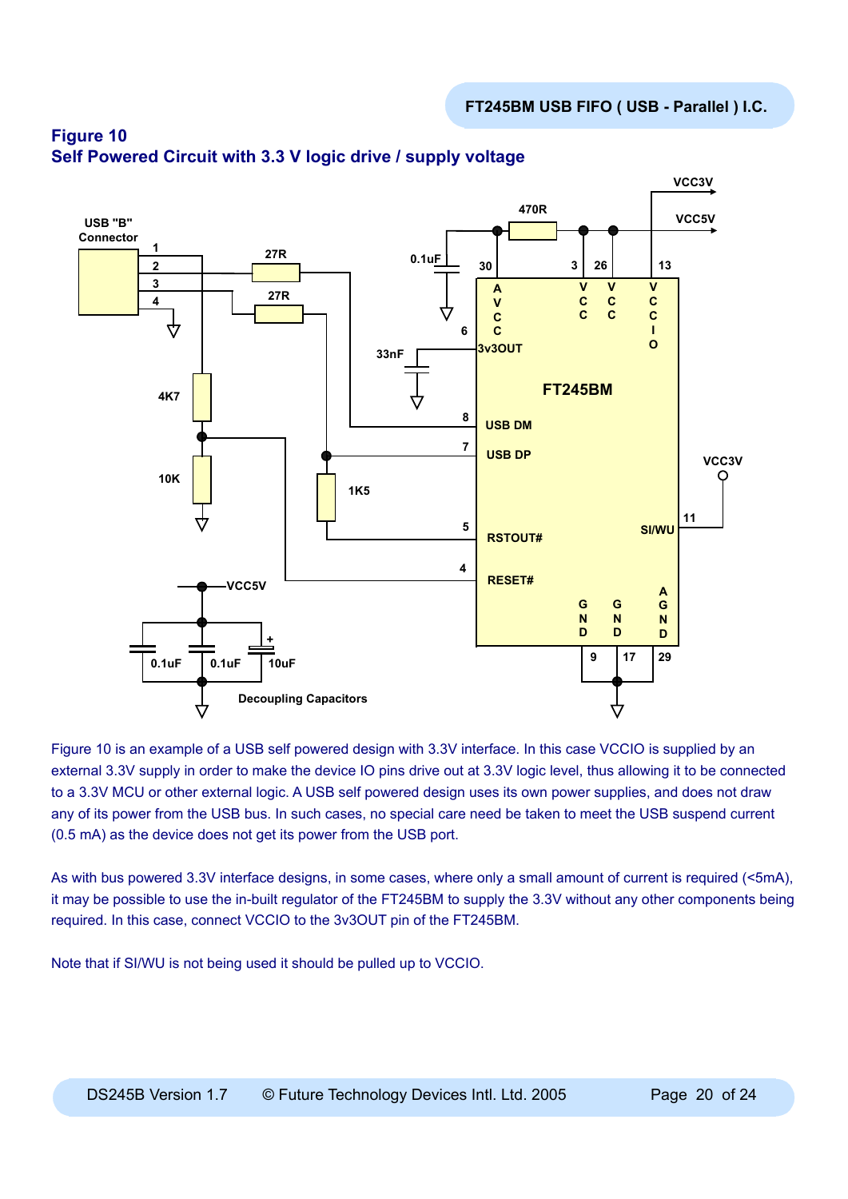# Figure 10
## Self Powered Circuit with 3.3 V logic drive / supply voltage

Figure 10 is an example of a USB self powered design with 3.3V interface. In this case VCCIO is supplied by an external 3.3V supply in order to make the device IO pins drive out at 3.3V logic level, thus allowing it to be connected to a 3.3V MCU or other external logic. A USB self powered design uses its own power supplies, and does not draw any of its power from the USB bus. In such cases, no special care need be taken to meet the USB suspend current (0.5 mA) as the device does not get its power from the USB port.

As with bus powered 3.3V interface designs, in some cases, where only a small amount of current is required (<5mA), it may be possible to use the in-built regulator of the FT245BM to supply the 3.3V without any other components being required. In this case, connect VCCIO to the 3v3OUT pin of the FT245BM.

Note that if SI/WU is not being used it should be pulled up to VCCIO.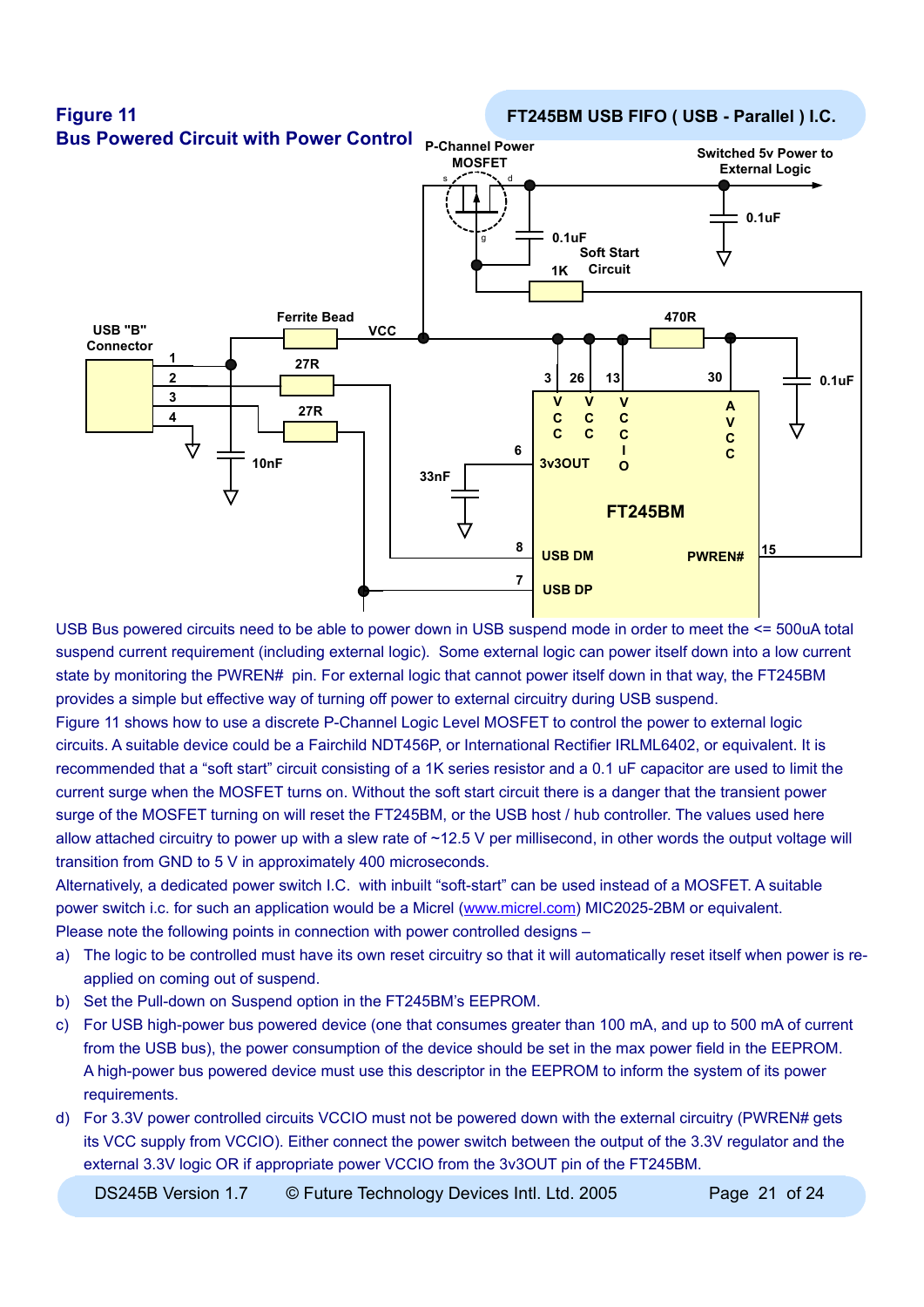## Figure 11
## Bus Powered Circuit with Power Control

USB Bus powered circuits need to be able to power down in USB suspend mode in order to meet the <= 500uA total suspend current requirement (including external logic). Some external logic can power itself down into a low current state by monitoring the PWREN# pin. For external logic that cannot power itself down in that way, the FT245BM provides a simple but effective way of turning off power to external circuitry during USB suspend.

Figure 11 shows how to use a discrete P-Channel Logic Level MOSFET to control the power to external logic circuits. A suitable device could be a Fairchild NDT456P, or International Rectifier IRLML6402, or equivalent. It is recommended that a "soft start" circuit consisting of a 1K series resistor and a 0.1 uF capacitor are used to limit the current surge when the MOSFET turns on. Without the soft start circuit there is a danger that the transient power surge of the MOSFET turning on will reset the FT245BM, or the USB host / hub controller. The values used here allow attached circuitry to power up with a slew rate of ~12.5 V per millisecond, in other words the output voltage will transition from GND to 5 V in approximately 400 microseconds.

Alternatively, a dedicated power switch I.C. with inbuilt "soft-start" can be used instead of a MOSFET. A suitable power switch i.c. for such an application would be a Micrel (www.micrel.com) MIC2025-2BM or equivalent.

Please note the following points in connection with power controlled designs –

a) The logic to be controlled must have its own reset circuitry so that it will automatically reset itself when power is re-applied on coming out of suspend.

b) Set the Pull-down on Suspend option in the FT245BM's EEPROM.

c) For USB high-power bus powered device (one that consumes greater than 100 mA, and up to 500 mA of current from the USB bus), the power consumption of the device should be set in the max power field in the EEPROM. A high-power bus powered device must use this descriptor in the EEPROM to inform the system of its power requirements.

d) For 3.3V power controlled circuits VCCIO must not be powered down with the external circuitry (PWREN# gets its VCC supply from VCCIO). Either connect the power switch between the output of the 3.3V regulator and the external 3.3V logic OR if appropriate power VCCIO from the 3v3OUT pin of the FT245BM.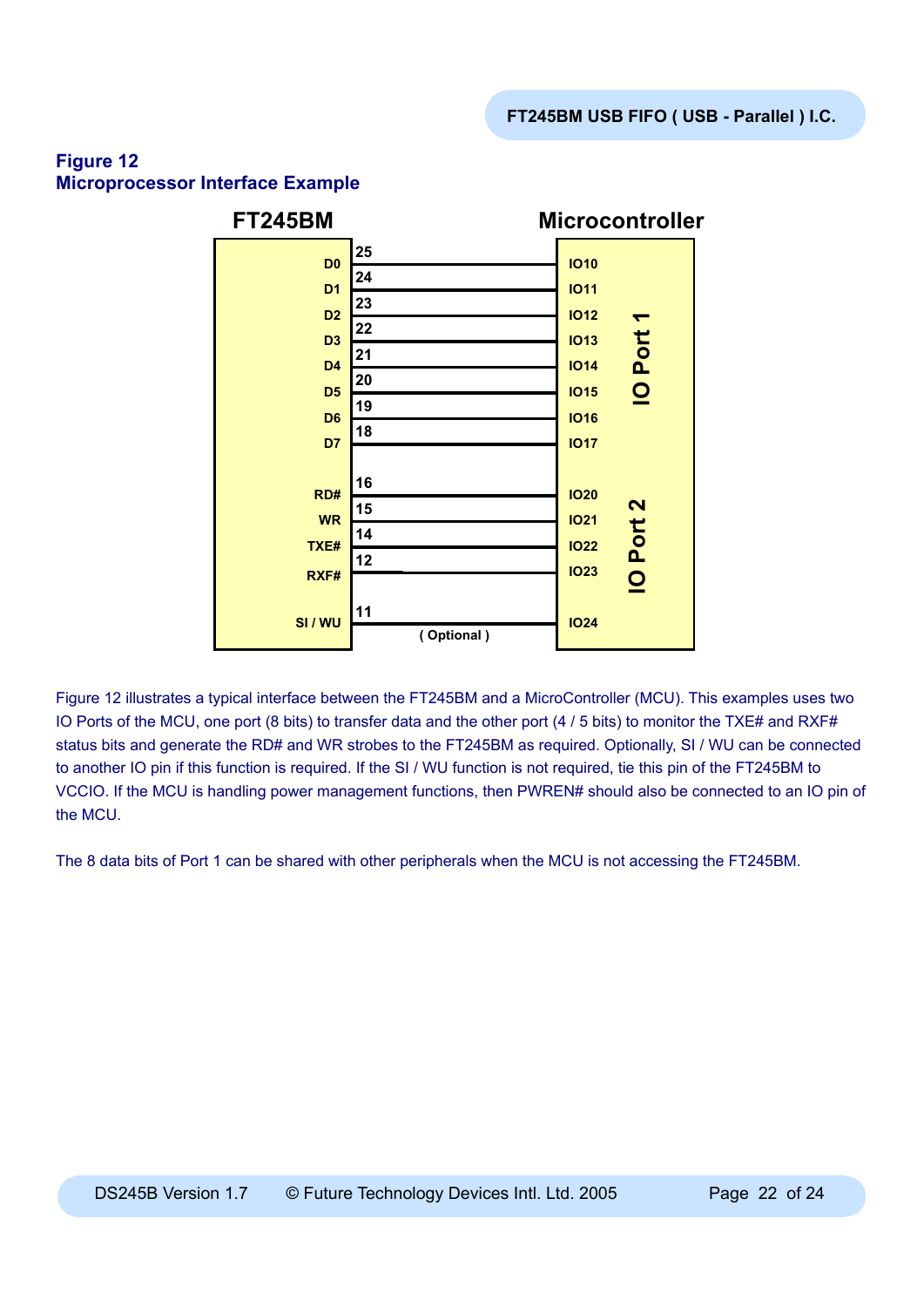**Figure 12**
**Microprocessor Interface Example**

| FT245BM | Pin | Microcontroller | |
|---|---|---|---|
| D0 | 25 | IO10 | IO Port 1 |
| D1 | 24 | IO11 | |
| D2 | 23 | IO12 | |
| D3 | 22 | IO13 | |
| D4 | 21 | IO14 | |
| D5 | 20 | IO15 | |
| D6 | 19 | IO16 | |
| D7 | 18 | IO17 | |
| RD# | 16 | IO20 | IO Port 2 |
| WR | 15 | IO21 | |
| TXE# | 14 | IO22 | |
| RXF# | 12 | IO23 | |
| SI / WU | 11 ( Optional ) | IO24 | |

Figure 12 illustrates a typical interface between the FT245BM and a MicroController (MCU). This examples uses two IO Ports of the MCU, one port (8 bits) to transfer data and the other port (4 / 5 bits) to monitor the TXE# and RXF# status bits and generate the RD# and WR strobes to the FT245BM as required. Optionally, SI / WU can be connected to another IO pin if this function is required. If the SI / WU function is not required, tie this pin of the FT245BM to VCCIO. If the MCU is handling power management functions, then PWREN# should also be connected to an IO pin of the MCU.

The 8 data bits of Port 1 can be shared with other peripherals when the MCU is not accessing the FT245BM.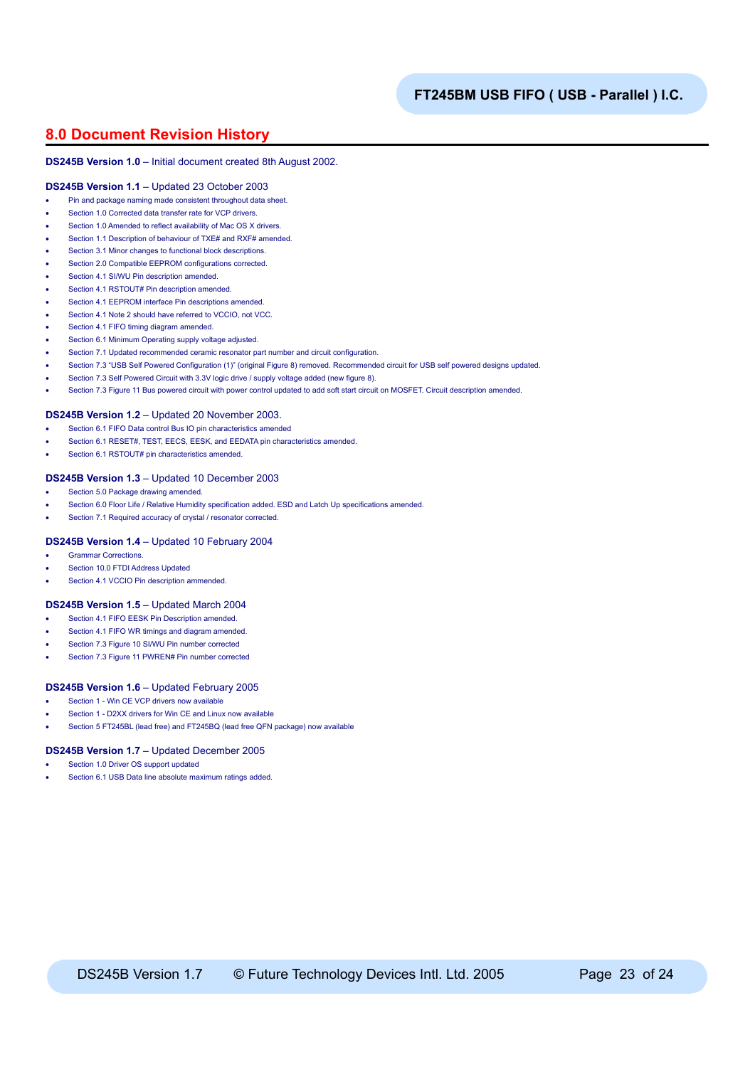## 8.0 Document Revision History

**DS245B Version 1.0** – Initial document created 8th August 2002.

**DS245B Version 1.1** – Updated 23 October 2003

- Pin and package naming made consistent throughout data sheet.
- Section 1.0 Corrected data transfer rate for VCP drivers.
- Section 1.0 Amended to reflect availability of Mac OS X drivers.
- Section 1.1 Description of behaviour of TXE# and RXF# amended.
- Section 3.1 Minor changes to functional block descriptions.
- Section 2.0 Compatible EEPROM configurations corrected.
- Section 4.1 SI/WU Pin description amended.
- Section 4.1 RSTOUT# Pin description amended.
- Section 4.1 EEPROM interface Pin descriptions amended.
- Section 4.1 Note 2 should have referred to VCCIO, not VCC.
- Section 4.1 FIFO timing diagram amended.
- Section 6.1 Minimum Operating supply voltage adjusted.
- Section 7.1 Updated recommended ceramic resonator part number and circuit configuration.
- Section 7.3 "USB Self Powered Configuration (1)" (original Figure 8) removed. Recommended circuit for USB self powered designs updated.
- Section 7.3 Self Powered Circuit with 3.3V logic drive / supply voltage added (new figure 8).
- Section 7.3 Figure 11 Bus powered circuit with power control updated to add soft start circuit on MOSFET. Circuit description amended.

**DS245B Version 1.2** – Updated 20 November 2003.

- Section 6.1 FIFO Data control Bus IO pin characteristics amended
- Section 6.1 RESET#, TEST, EECS, EESK, and EEDATA pin characteristics amended.
- Section 6.1 RSTOUT# pin characteristics amended.

**DS245B Version 1.3** – Updated 10 December 2003

- Section 5.0 Package drawing amended.
- Section 6.0 Floor Life / Relative Humidity specification added. ESD and Latch Up specifications amended.
- Section 7.1 Required accuracy of crystal / resonator corrected.

**DS245B Version 1.4** – Updated 10 February 2004

- Grammar Corrections.
- Section 10.0 FTDI Address Updated
- Section 4.1 VCCIO Pin description ammended.

**DS245B Version 1.5** – Updated March 2004

- Section 4.1 FIFO EESK Pin Description amended.
- Section 4.1 FIFO WR timings and diagram amended.
- Section 7.3 Figure 10 SI/WU Pin number corrected
- Section 7.3 Figure 11 PWREN# Pin number corrected

**DS245B Version 1.6** – Updated February 2005

- Section 1 - Win CE VCP drivers now available
- Section 1 - D2XX drivers for Win CE and Linux now available
- Section 5 FT245BL (lead free) and FT245BQ (lead free QFN package) now available

**DS245B Version 1.7** – Updated December 2005

- Section 1.0 Driver OS support updated
- Section 6.1 USB Data line absolute maximum ratings added.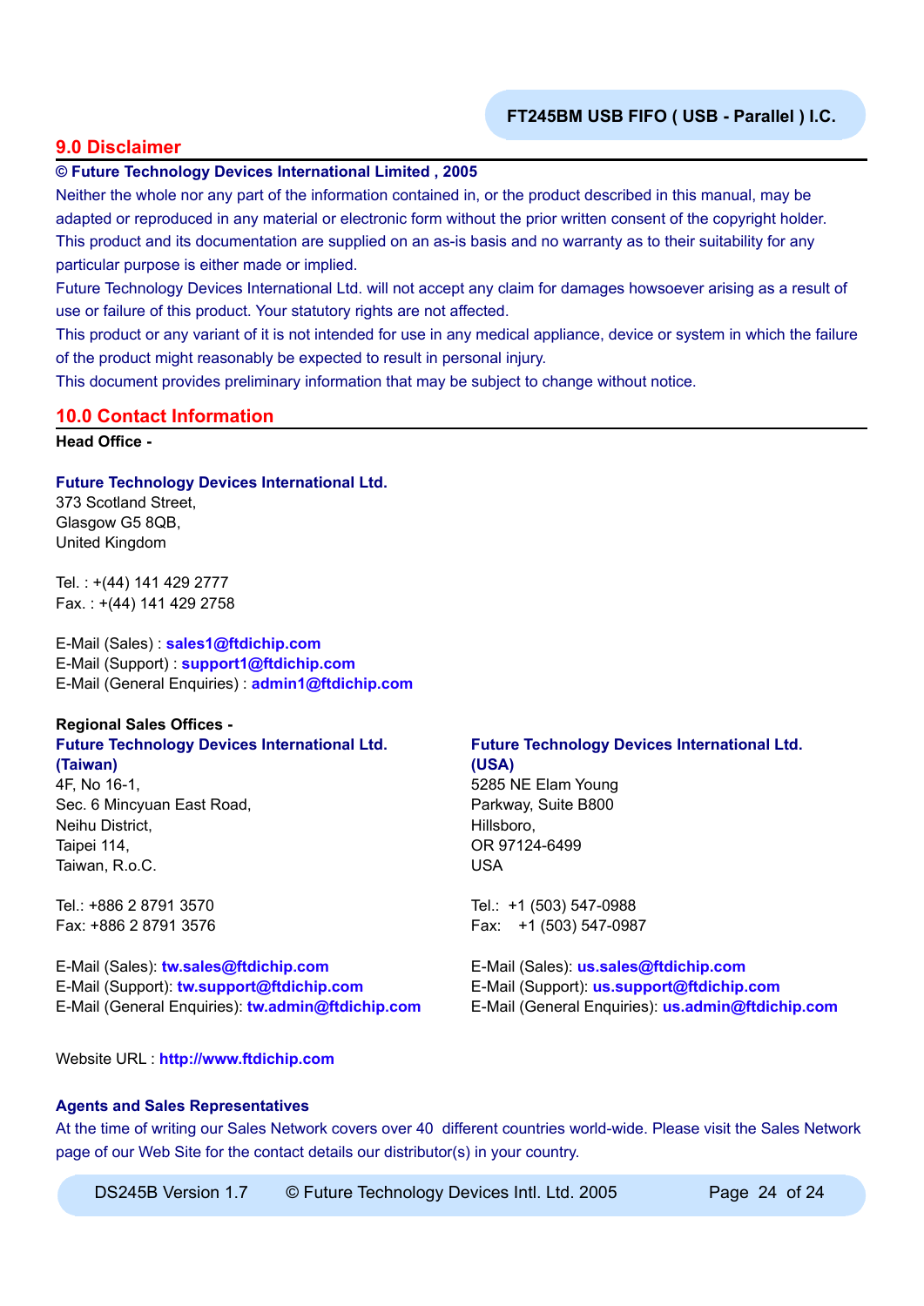## 9.0 Disclaimer

**© Future Technology Devices International Limited , 2005**

Neither the whole nor any part of the information contained in, or the product described in this manual, may be adapted or reproduced in any material or electronic form without the prior written consent of the copyright holder.

This product and its documentation are supplied on an as-is basis and no warranty as to their suitability for any particular purpose is either made or implied.

Future Technology Devices International Ltd. will not accept any claim for damages howsoever arising as a result of use or failure of this product. Your statutory rights are not affected.

This product or any variant of it is not intended for use in any medical appliance, device or system in which the failure of the product might reasonably be expected to result in personal injury.

This document provides preliminary information that may be subject to change without notice.

## 10.0 Contact Information

**Head Office -**

**Future Technology Devices International Ltd.**
373 Scotland Street,
Glasgow G5 8QB,
United Kingdom

Tel. : +(44) 141 429 2777
Fax. : +(44) 141 429 2758

E-Mail (Sales) : **sales1@ftdichip.com**
E-Mail (Support) : **support1@ftdichip.com**
E-Mail (General Enquiries) : **admin1@ftdichip.com**

**Regional Sales Offices -**

**Future Technology Devices International Ltd. (Taiwan)**
4F, No 16-1,
Sec. 6 Mincyuan East Road,
Neihu District,
Taipei 114,
Taiwan, R.o.C.

Tel.: +886 2 8791 3570
Fax: +886 2 8791 3576

E-Mail (Sales): **tw.sales@ftdichip.com**
E-Mail (Support): **tw.support@ftdichip.com**
E-Mail (General Enquiries): **tw.admin@ftdichip.com**

**Future Technology Devices International Ltd. (USA)**
5285 NE Elam Young
Parkway, Suite B800
Hillsboro,
OR 97124-6499
USA

Tel.: +1 (503) 547-0988
Fax: +1 (503) 547-0987

E-Mail (Sales): **us.sales@ftdichip.com**
E-Mail (Support): **us.support@ftdichip.com**
E-Mail (General Enquiries): **us.admin@ftdichip.com**

Website URL : **http://www.ftdichip.com**

**Agents and Sales Representatives**

At the time of writing our Sales Network covers over 40 different countries world-wide. Please visit the Sales Network page of our Web Site for the contact details our distributor(s) in your country.